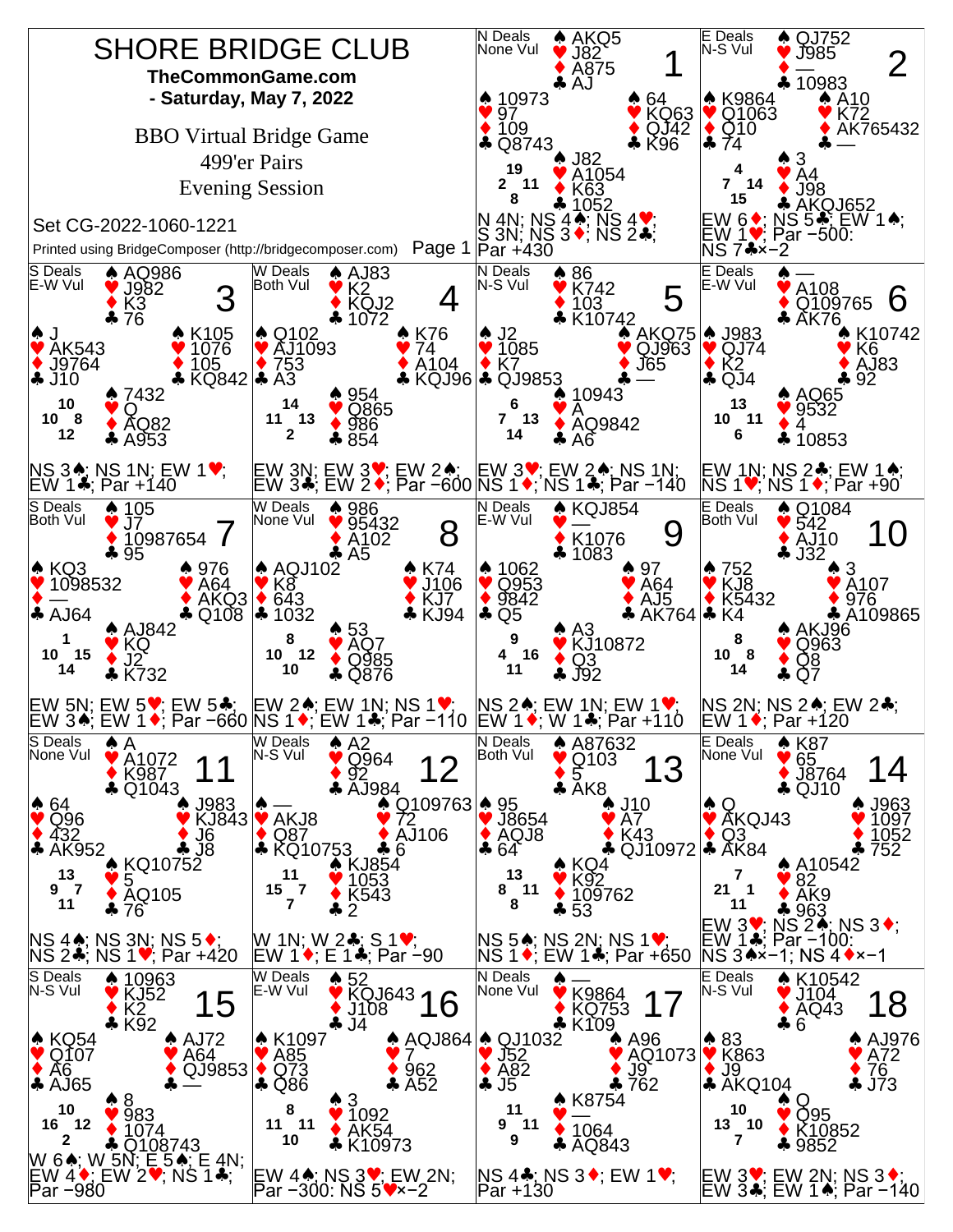# SHORE BRIDGE CLUB

**TheCommonGame.com**

**- Saturday, May 7, 2022**

BBO Virtual Bridge Game

499'er Pairs

Evening Session

Set CG-2022-1060-1221

Printed using BridgeComposer (http://bridgecomposer.com)

---

## Board 1
N Deals, None Vul

- North: ♠ AKQ5 ♥ J82 ♦ A875 ♣ AJ
- West: ♠ 10973 ♥ 97 ♦ 109 ♣ Q8743
- East: ♠ 64 ♥ KQ63 ♦ QJ42 ♣ K96
- South: ♠ J82 ♥ A1054 ♦ K63 ♣ 1052

HCP: N 19, W 2, E 11, S 8

N 4N; NS 4♠; NS 4♥; S 3N; NS 3♦; NS 2♣; Par +430

## Board 2
E Deals, N-S Vul

- North: ♠ QJ752 ♥ J985 ♦ — ♣ 10983
- West: ♠ K9864 ♥ Q1063 ♦ Q10 ♣ 74
- East: ♠ A10 ♥ K72 ♦ AK765432 ♣ —
- South: ♠ 3 ♥ A4 ♦ J98 ♣ AKQJ652

HCP: N 4, W 7, E 14, S 15

EW 6♦; NS 5♣; EW 1♠; EW 1♥; Par −500: NS 7♣×−2

## Board 3
S Deals, E-W Vul

- North: ♠ AQ986 ♥ J982 ♦ K3 ♣ 76
- West: ♠ J ♥ AK543 ♦ J9764 ♣ J10
- East: ♠ K105 ♥ 1076 ♦ 105 ♣ KQ842
- South: ♠ 7432 ♥ Q ♦ AQ82 ♣ A953

HCP: N 10, W 10, E 8, S 12

NS 3♠; NS 1N; EW 1♥; EW 1♣; Par +140

## Board 4
W Deals, Both Vul

- North: ♠ AJ83 ♥ K2 ♦ KQJ2 ♣ 1072
- West: ♠ Q102 ♥ AJ1093 ♦ 753 ♣ A3
- East: ♠ K76 ♥ 74 ♦ A104 ♣ KQJ96
- South: ♠ 954 ♥ Q865 ♦ 986 ♣ 854

HCP: N 14, W 11, E 13, S 2

EW 3N; EW 3♥; EW 2♠; EW 3♣; EW 2♦; Par −600

## Board 5
N Deals, N-S Vul

- North: ♠ 86 ♥ K742 ♦ 103 ♣ K10742
- West: ♠ J2 ♥ 1085 ♦ K7 ♣ QJ9853
- East: ♠ AKQ75 ♥ QJ963 ♦ J65 ♣ —
- South: ♠ 10943 ♥ A ♦ AQ9842 ♣ A6

HCP: N 6, W 7, E 13, S 14

EW 3♥; EW 2♠; NS 1N; NS 1♦; NS 1♣; Par −140

## Board 6
E Deals, E-W Vul

- North: ♠ — ♥ A108 ♦ Q109765 ♣ AK76
- West: ♠ J983 ♥ QJ74 ♦ K2 ♣ QJ4
- East: ♠ K10742 ♥ K6 ♦ AJ83 ♣ 92
- South: ♠ AQ65 ♥ 9532 ♦ 4 ♣ 10853

HCP: N 13, W 10, E 11, S 6

EW 1N; NS 2♣; EW 1♠; NS 1♥; NS 1♦; Par +90

## Board 7
S Deals, Both Vul

- North: ♠ 105 ♥ J7 ♦ 10987654 ♣ 95
- West: ♠ KQ3 ♥ 1098532 ♦ — ♣ AJ64
- East: ♠ 976 ♥ A64 ♦ AKQ3 ♣ Q108
- South: ♠ AJ842 ♥ KQ ♦ J2 ♣ K732

HCP: N 1, W 10, E 15, S 14

EW 5N; EW 5♥; EW 5♣; EW 3♠; EW 1♦; Par −660

## Board 8
W Deals, None Vul

- North: ♠ 986 ♥ 95432 ♦ A102 ♣ A5
- West: ♠ AQJ102 ♥ K8 ♦ 643 ♣ 1032
- East: ♠ K74 ♥ J106 ♦ KJ7 ♣ KJ94
- South: ♠ 53 ♥ AQ7 ♦ Q985 ♣ Q876

HCP: N 8, W 10, E 12, S 10

EW 2♠; EW 1N; NS 1♥; NS 1♦; EW 1♣; Par −110

## Board 9
N Deals, E-W Vul

- North: ♠ KQJ854 ♥ — ♦ K1076 ♣ 1083
- West: ♠ 1062 ♥ Q953 ♦ 9842 ♣ Q5
- East: ♠ 97 ♥ A64 ♦ AJ5 ♣ AK764
- South: ♠ A3 ♥ KJ10872 ♦ Q3 ♣ J92

HCP: N 9, W 4, E 16, S 11

NS 2♠; EW 1N; EW 1♥; EW 1♦; W 1♣; Par +110

## Board 10
E Deals, Both Vul

- North: ♠ Q1084 ♥ 542 ♦ AJ10 ♣ J32
- West: ♠ 752 ♥ KJ8 ♦ K5432 ♣ K4
- East: ♠ 3 ♥ A107 ♦ 976 ♣ A109865
- South: ♠ AKJ96 ♥ Q963 ♦ Q8 ♣ Q7

HCP: N 8, W 10, E 8, S 14

NS 2N; NS 2♠; EW 2♣; EW 1♦; Par +120

## Board 11
S Deals, None Vul

- North: ♠ A ♥ A1072 ♦ K987 ♣ Q1043
- West: ♠ 64 ♥ Q96 ♦ 432 ♣ AK952
- East: ♠ J983 ♥ KJ843 ♦ J6 ♣ J8
- South: ♠ KQ10752 ♥ 5 ♦ AQ105 ♣ 76

HCP: N 13, W 9, E 7, S 11

NS 4♠; NS 3N; NS 5♦; NS 2♣; NS 1♥; Par +420

## Board 12
W Deals, N-S Vul

- North: ♠ A2 ♥ Q964 ♦ 92 ♣ AJ984
- West: ♠ — ♥ AKJ8 ♦ Q87 ♣ KQ10753
- East: ♠ Q109763 ♥ 72 ♦ AJ106 ♣ 6
- South: ♠ KJ854 ♥ 1053 ♦ K543 ♣ 2

HCP: N 11, W 15, E 7, S 7

W 1N; W 2♣; S 1♥; EW 1♦; E 1♣; Par −90

## Board 13
N Deals, Both Vul

- North: ♠ A87632 ♥ Q103 ♦ 5 ♣ AK8
- West: ♠ 95 ♥ J8654 ♦ AQJ8 ♣ 64
- East: ♠ J10 ♥ A7 ♦ K43 ♣ QJ10972
- South: ♠ KQ4 ♥ K92 ♦ 109762 ♣ 53

HCP: N 13, W 8, E 11, S 8

NS 5♠; NS 2N; NS 1♥; NS 1♦; EW 1♣; Par +650

## Board 14
E Deals, None Vul

- North: ♠ K87 ♥ 65 ♦ J8764 ♣ QJ10
- West: ♠ Q ♥ AKQJ43 ♦ Q3 ♣ AK84
- East: ♠ J963 ♥ 1097 ♦ 1052 ♣ 752
- South: ♠ A10542 ♥ 82 ♦ AK9 ♣ 963

HCP: N 7, W 21, E 1, S 11

EW 3♥; NS 2♠; NS 3♦; EW 1♣; Par −100: NS 3♠×−1; NS 4♦×−1

## Board 15
S Deals, N-S Vul

- North: ♠ 10963 ♥ KJ52 ♦ K2 ♣ K92
- West: ♠ KQ54 ♥ Q107 ♦ A6 ♣ AJ65
- East: ♠ AJ72 ♥ A64 ♦ QJ9853 ♣ —
- South: ♠ 8 ♥ 983 ♦ 1074 ♣ Q108743

HCP: N 10, W 16, E 12, S 2

W 6♠; W 5N; E 5♠; E 4N; EW 4♦; EW 2♥; NS 1♣; Par −980

## Board 16
W Deals, E-W Vul

- North: ♠ 52 ♥ KQJ643 ♦ J108 ♣ J4
- West: ♠ K1097 ♥ A85 ♦ Q73 ♣ Q86
- East: ♠ AQJ864 ♥ 7 ♦ 962 ♣ A52
- South: ♠ 3 ♥ 1092 ♦ AK54 ♣ K10973

HCP: N 8, W 11, E 11, S 10

EW 4♠; NS 3♥; EW 2N; Par −300: NS 5♥×−2

## Board 17
N Deals, None Vul

- North: ♠ — ♥ K9864 ♦ KQ753 ♣ K109
- West: ♠ QJ1032 ♥ J52 ♦ A82 ♣ J5
- East: ♠ A96 ♥ AQ1073 ♦ J9 ♣ 762
- South: ♠ K8754 ♥ — ♦ 1064 ♣ AQ843

HCP: N 11, W 9, E 11, S 9

NS 4♣; NS 3♦; EW 1♥; Par +130

## Board 18
E Deals, N-S Vul

- North: ♠ K10542 ♥ J104 ♦ AQ43 ♣ 6
- West: ♠ 83 ♥ K863 ♦ J9 ♣ AKQ104
- East: ♠ AJ976 ♥ A72 ♦ 76 ♣ J73
- South: ♠ Q ♥ Q95 ♦ K10852 ♣ 9852

HCP: N 10, W 13, E 10, S 7

EW 3♥; EW 2N; NS 3♦; EW 3♣; EW 1♠; Par −140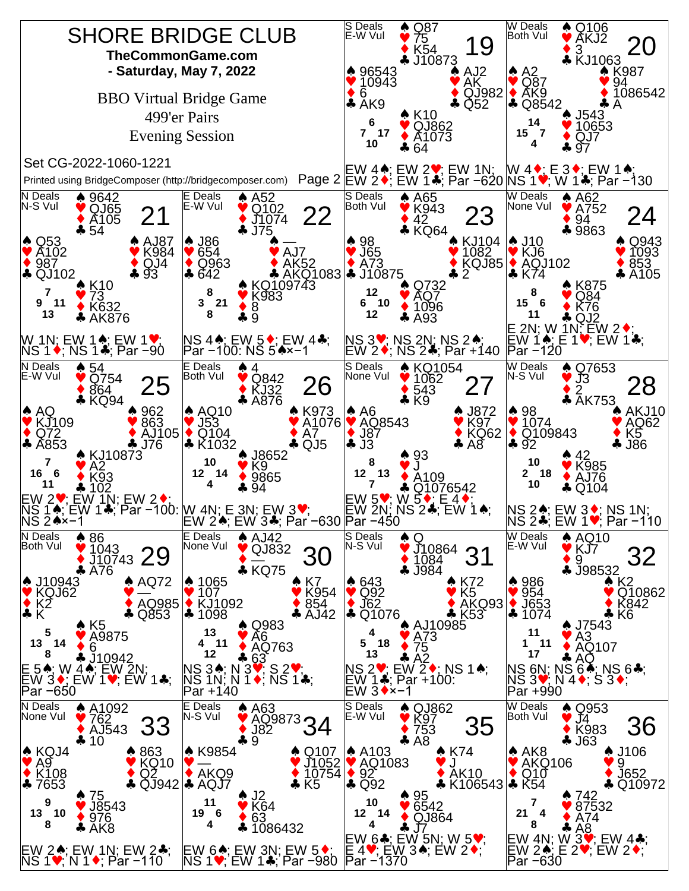# SHORE BRIDGE CLUB

**TheCommonGame.com**
**- Saturday, May 7, 2022**

BBO Virtual Bridge Game
499'er Pairs
Evening Session

Set CG-2022-1060-1221

Printed using BridgeComposer (http://bridgecomposer.com)

## Board 19
S Deals, E-W Vul

North: ♠ Q87 ♥ 75 ♦ K54 ♣ J10873
West: ♠ 96543 ♥ 10943 ♦ 6 ♣ AK9
East: ♠ AJ2 ♥ AK ♦ QJ982 ♣ Q52
South: ♠ K10 ♥ QJ862 ♦ A1073 ♣ 64

HCP: N 6, E 17, S 10, W 7

EW 4♠; EW 2♥; EW 1N; EW 2♦; EW 1♣; Par −620

## Board 20
W Deals, Both Vul

North: ♠ Q106 ♥ AKJ2 ♦ 3 ♣ KJ1063
West: ♠ A2 ♥ Q87 ♦ AK9 ♣ Q8542
East: ♠ K987 ♥ 94 ♦ 1086542 ♣ A
South: ♠ J543 ♥ 10653 ♦ QJ7 ♣ 97

HCP: N 14, E 7, S 4, W 15

W 4♦; E 3♦; EW 1♠; NS 1♥; W 1♣; Par −130

## Board 21
N Deals, N-S Vul

North: ♠ 9642 ♥ QJ65 ♦ A105 ♣ 54
West: ♠ Q53 ♥ A102 ♦ 987 ♣ QJ102
East: ♠ AJ87 ♥ K984 ♦ QJ4 ♣ 93
South: ♠ K10 ♥ 73 ♦ K632 ♣ AK876

HCP: N 7, E 11, S 13, W 9

W 1N; EW 1♠; EW 1♥; NS 1♦; NS 1♣; Par −90

## Board 22
E Deals, E-W Vul

North: ♠ A52 ♥ Q102 ♦ J1074 ♣ J75
West: ♠ J86 ♥ 654 ♦ Q963 ♣ 642
East: ♠ — ♥ AJ7 ♦ AK52 ♣ AKQ1083
South: ♠ KQ109743 ♥ K983 ♦ 8 ♣ 9

HCP: N 8, E 21, S 8, W 3

NS 4♠; EW 5♦; EW 4♣; Par −100: NS 5♠×−1

## Board 23
S Deals, Both Vul

North: ♠ A65 ♥ K943 ♦ 42 ♣ KQ64
West: ♠ 98 ♥ J65 ♦ A73 ♣ J10875
East: ♠ KJ104 ♥ 1082 ♦ KQJ85 ♣ 2
South: ♠ Q732 ♥ AQ7 ♦ 1096 ♣ A93

HCP: N 12, E 10, S 12, W 6

NS 3♥; NS 2N; NS 2♠; EW 2♦; NS 2♣; Par +140

## Board 24
W Deals, None Vul

North: ♠ A62 ♥ A752 ♦ 94 ♣ 9863
West: ♠ J10 ♥ KJ6 ♦ AQJ102 ♣ K74
East: ♠ Q943 ♥ 1093 ♦ 853 ♣ A105
South: ♠ K875 ♥ Q84 ♦ K76 ♣ QJ2

HCP: N 8, E 6, S 11, W 15

E 2N; W 1N; EW 2♦; EW 1♠; E 1♥; EW 1♣; Par −120

## Board 25
N Deals, E-W Vul

North: ♠ 54 ♥ Q754 ♦ 864 ♣ KQ94
West: ♠ AQ ♥ KJ109 ♦ Q72 ♣ A853
East: ♠ 962 ♥ 863 ♦ AJ105 ♣ J76
South: ♠ KJ10873 ♥ A2 ♦ K93 ♣ 102

HCP: N 7, E 6, S 11, W 16

EW 2♥; EW 1N; EW 2♦; NS 1♠; EW 1♣; Par −100: NS 2♠×−1

## Board 26
E Deals, Both Vul

North: ♠ 4 ♥ Q842 ♦ KJ32 ♣ A876
West: ♠ AQ10 ♥ J53 ♦ Q104 ♣ K1032
East: ♠ K973 ♥ A1076 ♦ A7 ♣ QJ5
South: ♠ J8652 ♥ K9 ♦ 9865 ♣ 94

HCP: N 10, E 14, S 4, W 12

W 4N; E 3N; EW 3♥; EW 2♠; EW 3♣; Par −630

## Board 27
S Deals, None Vul

North: ♠ KQ1054 ♥ 1062 ♦ 543 ♣ K9
West: ♠ A6 ♥ AQ8543 ♦ J87 ♣ J3
East: ♠ J872 ♥ K97 ♦ KQ62 ♣ A8
South: ♠ 93 ♥ J ♦ A109 ♣ Q1076542

HCP: N 8, E 13, S 7, W 12

EW 5♥; W 5♦; E 4♦; EW 2N; NS 2♣; EW 1♠; Par −450

## Board 28
W Deals, N-S Vul

North: ♠ Q7653 ♥ J3 ♦ 2 ♣ AK753
West: ♠ 98 ♥ 1074 ♦ Q109843 ♣ 92
East: ♠ AKJ10 ♥ AQ62 ♦ K5 ♣ J86
South: ♠ 42 ♥ K985 ♦ AJ76 ♣ Q104

HCP: N 10, E 18, S 10, W 2

NS 2♠; EW 3♦; NS 1N; NS 2♣; EW 1♥; Par −110

## Board 29
N Deals, Both Vul

North: ♠ 86 ♥ 1043 ♦ J10743 ♣ A76
West: ♠ J10943 ♥ KQJ62 ♦ K2 ♣ K
East: ♠ AQ72 ♥ — ♦ AQ985 ♣ Q853
South: ♠ K5 ♥ A9875 ♦ 6 ♣ J10942

HCP: N 5, E 14, S 8, W 13

E 5♠; W 4♠; EW 2N; EW 3♦; EW 1♥; EW 1♣; Par −650

## Board 30
E Deals, None Vul

North: ♠ AJ42 ♥ QJ832 ♦ — ♣ KQ75
West: ♠ 1065 ♥ 107 ♦ KJ1092 ♣ 1098
East: ♠ K7 ♥ K954 ♦ 854 ♣ AJ42
South: ♠ Q983 ♥ A6 ♦ AQ763 ♣ 63

HCP: N 13, E 11, S 12, W 4

NS 3♠; N 3♥; S 2♥; NS 1N; N 1♦; NS 1♣; Par +140

## Board 31
S Deals, N-S Vul

North: ♠ Q ♥ J10864 ♦ 1084 ♣ J984
West: ♠ 643 ♥ Q92 ♦ J62 ♣ Q1076
East: ♠ K72 ♥ K5 ♦ AKQ93 ♣ K53
South: ♠ AJ10985 ♥ A73 ♦ 75 ♣ A2

HCP: N 4, E 18, S 13, W 5

NS 2♥; EW 2♦; NS 1♠; EW 1♣; Par +100: EW 3♦×−1

## Board 32
W Deals, E-W Vul

North: ♠ AQ10 ♥ KJ7 ♦ 9 ♣ J98532
West: ♠ 986 ♥ 954 ♦ J653 ♣ 1074
East: ♠ K2 ♥ Q10862 ♦ K842 ♣ K6
South: ♠ J7543 ♥ A3 ♦ AQ107 ♣ AQ

HCP: N 11, E 11, S 17, W 1

NS 6N; NS 6♠; NS 6♣; NS 3♥; N 4♦; S 3♦; Par +990

## Board 33
N Deals, None Vul

North: ♠ A1092 ♥ 762 ♦ AJ543 ♣ 10
West: ♠ KQJ4 ♥ A9 ♦ K108 ♣ 7653
East: ♠ 863 ♥ KQ10 ♦ Q2 ♣ QJ942
South: ♠ 75 ♥ J8543 ♦ 976 ♣ AK8

HCP: N 9, E 10, S 8, W 13

EW 2♠; EW 1N; EW 2♣; NS 1♥; N 1♦; Par −110

## Board 34
E Deals, N-S Vul

North: ♠ A63 ♥ AQ9873 ♦ J82 ♣ 9
West: ♠ K9854 ♥ — ♦ AKQ9 ♣ AQJ7
East: ♠ Q107 ♥ J1052 ♦ 10754 ♣ K5
South: ♠ J2 ♥ K64 ♦ 63 ♣ 1086432

HCP: N 11, E 6, S 4, W 19

EW 6♠; EW 3N; EW 5♦; NS 1♥; EW 1♣; Par −980

## Board 35
S Deals, E-W Vul

North: ♠ QJ862 ♥ K97 ♦ 753 ♣ A8
West: ♠ A103 ♥ AQ1083 ♦ 92 ♣ Q92
East: ♠ K74 ♥ J ♦ AK10 ♣ K106543
South: ♠ 95 ♥ 6542 ♦ QJ864 ♣ J7

HCP: N 10, E 14, S 4, W 12

EW 6♣; EW 5N; W 5♥; E 4♥; EW 3♠; EW 2♦; Par −1370

## Board 36
W Deals, Both Vul

North: ♠ Q953 ♥ J4 ♦ K983 ♣ J63
West: ♠ AK8 ♥ AKQ106 ♦ Q10 ♣ K54
East: ♠ J106 ♥ 9 ♦ J652 ♣ Q10972
South: ♠ 742 ♥ 87532 ♦ A74 ♣ A8

HCP: N 7, E 4, S 8, W 21

EW 4N; W 3♥; EW 4♣; EW 2♠; E 2♥; EW 2♦; Par −630